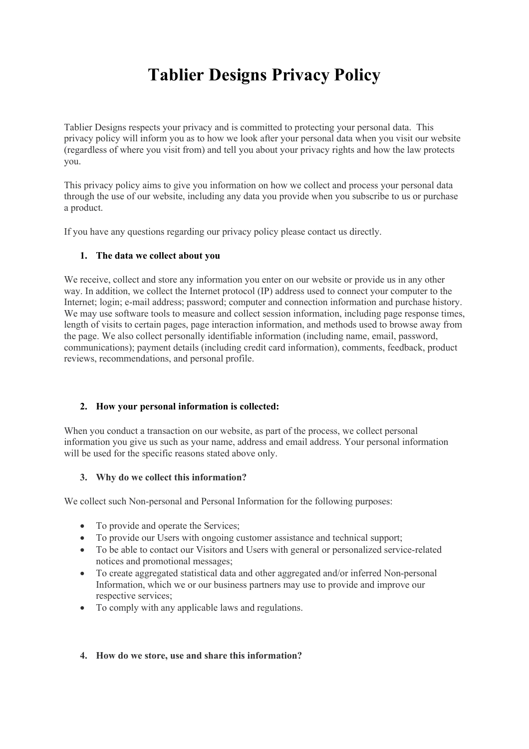# Tablier Designs Privacy Policy

Tablier Designs respects your privacy and is committed to protecting your personal data. This privacy policy will inform you as to how we look after your personal data when you visit our website (regardless of where you visit from) and tell you about your privacy rights and how the law protects you.

This privacy policy aims to give you information on how we collect and process your personal data through the use of our website, including any data you provide when you subscribe to us or purchase a product.

If you have any questions regarding our privacy policy please contact us directly.

## 1. The data we collect about you

We receive, collect and store any information you enter on our website or provide us in any other way. In addition, we collect the Internet protocol (IP) address used to connect your computer to the Internet; login; e-mail address; password; computer and connection information and purchase history. We may use software tools to measure and collect session information, including page response times, length of visits to certain pages, page interaction information, and methods used to browse away from the page. We also collect personally identifiable information (including name, email, password, communications); payment details (including credit card information), comments, feedback, product reviews, recommendations, and personal profile.

## 2. How your personal information is collected:

When you conduct a transaction on our website, as part of the process, we collect personal information you give us such as your name, address and email address. Your personal information will be used for the specific reasons stated above only.

## 3. Why do we collect this information?

We collect such Non-personal and Personal Information for the following purposes:

- To provide and operate the Services;
- To provide our Users with ongoing customer assistance and technical support;
- To be able to contact our Visitors and Users with general or personalized service-related notices and promotional messages;
- To create aggregated statistical data and other aggregated and/or inferred Non-personal Information, which we or our business partners may use to provide and improve our respective services;
- To comply with any applicable laws and regulations.

## 4. How do we store, use and share this information?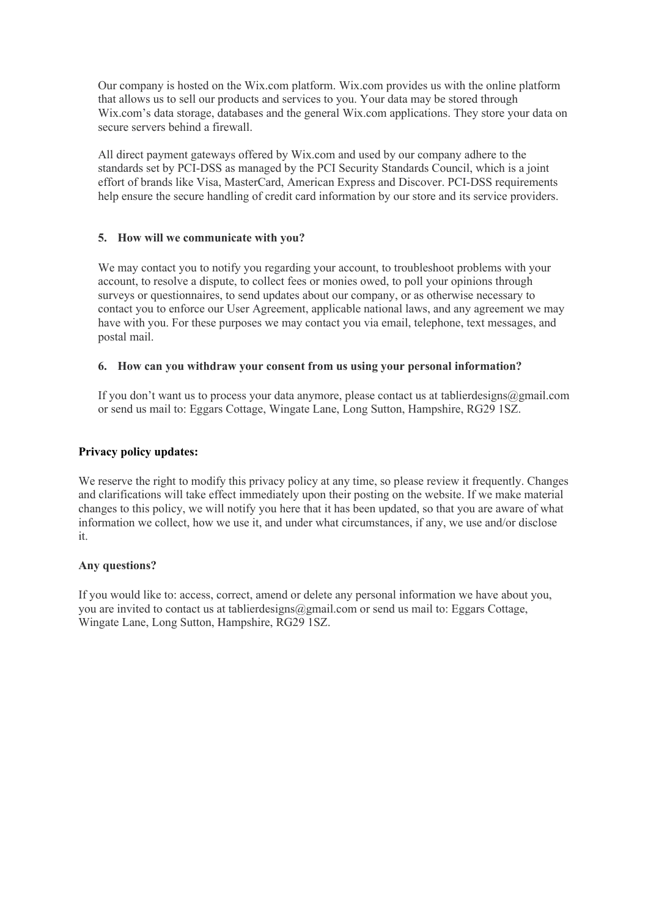Our company is hosted on the Wix.com platform. Wix.com provides us with the online platform that allows us to sell our products and services to you. Your data may be stored through Wix.com's data storage, databases and the general Wix.com applications. They store your data on secure servers behind a firewall.

All direct payment gateways offered by Wix.com and used by our company adhere to the standards set by PCI-DSS as managed by the PCI Security Standards Council, which is a joint effort of brands like Visa, MasterCard, American Express and Discover. PCI-DSS requirements help ensure the secure handling of credit card information by our store and its service providers.

**5. How will we communicate with you?**

We may contact you to notify you regarding your account, to troubleshoot problems with your account, to resolve a dispute, to collect fees or monies owed, to poll your opinions through surveys or questionnaires, to send updates about our company, or as otherwise necessary to contact you to enforce our User Agreement, applicable national laws, and any agreement we may have with you. For these purposes we may contact you via email, telephone, text messages, and postal mail.

**6. How can you withdraw your consent from us using your personal information?**

If you don't want us to process your data anymore, please contact us at tablierdesigns@gmail.com or send us mail to: Eggars Cottage, Wingate Lane, Long Sutton, Hampshire, RG29 1SZ.

**Privacy policy updates:**

We reserve the right to modify this privacy policy at any time, so please review it frequently. Changes and clarifications will take effect immediately upon their posting on the website. If we make material changes to this policy, we will notify you here that it has been updated, so that you are aware of what information we collect, how we use it, and under what circumstances, if any, we use and/or disclose it.

**Any questions?**

If you would like to: access, correct, amend or delete any personal information we have about you, you are invited to contact us at tablierdesigns@gmail.com or send us mail to: Eggars Cottage, Wingate Lane, Long Sutton, Hampshire, RG29 1SZ.